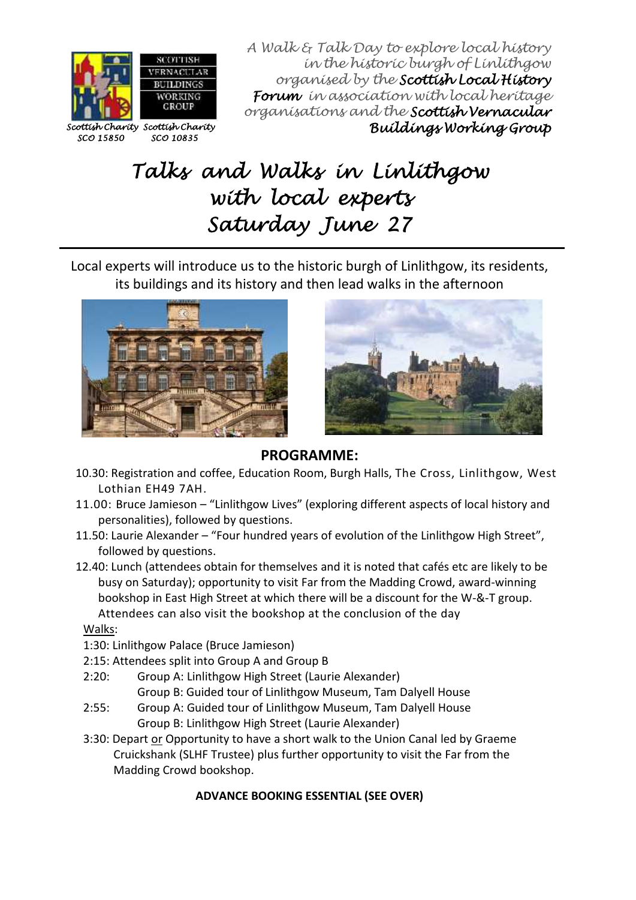SCOTTISH VERNACULAR BUILDINGS WORKING GROUP

*Scottish Charity SCO 15850*    *Scottish Charity SCO 10835*

*A Walk & Talk Day to explore local history in the historic burgh of Linlithgow organised by the* ***Scottish Local History Forum*** *in association with local heritage organisations and the* ***Scottish Vernacular Buildings Working Group***

# *Talks and Walks in Linlithgow with local experts Saturday June 27*

---

Local experts will introduce us to the historic burgh of Linlithgow, its residents, its buildings and its history and then lead walks in the afternoon

## PROGRAMME:

10.30: Registration and coffee, Education Room, Burgh Halls, The Cross, Linlithgow, West Lothian EH49 7AH.

11.00: Bruce Jamieson – "Linlithgow Lives" (exploring different aspects of local history and personalities), followed by questions.

11.50: Laurie Alexander – "Four hundred years of evolution of the Linlithgow High Street", followed by questions.

12.40: Lunch (attendees obtain for themselves and it is noted that cafés etc are likely to be busy on Saturday); opportunity to visit Far from the Madding Crowd, award-winning bookshop in East High Street at which there will be a discount for the W-&-T group. Attendees can also visit the bookshop at the conclusion of the day

Walks:

1:30: Linlithgow Palace (Bruce Jamieson)

2:15: Attendees split into Group A and Group B

2:20: Group A: Linlithgow High Street (Laurie Alexander)
Group B: Guided tour of Linlithgow Museum, Tam Dalyell House

2:55: Group A: Guided tour of Linlithgow Museum, Tam Dalyell House
Group B: Linlithgow High Street (Laurie Alexander)

3:30: Depart or Opportunity to have a short walk to the Union Canal led by Graeme Cruickshank (SLHF Trustee) plus further opportunity to visit the Far from the Madding Crowd bookshop.

**ADVANCE BOOKING ESSENTIAL (SEE OVER)**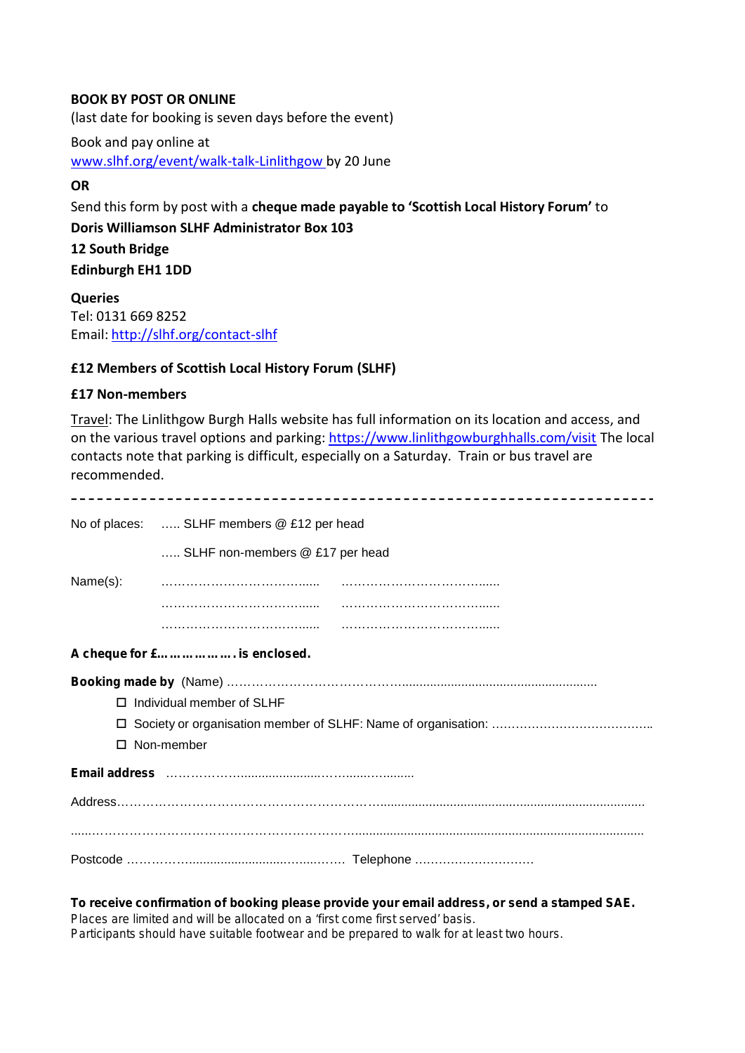**BOOK BY POST OR ONLINE**

(last date for booking is seven days before the event)

Book and pay online at [www.slhf.org/event/walk-talk-Linlithgow](www.slhf.org/event/walk-talk-Linlithgow) by 20 June

**OR**

Send this form by post with a **cheque made payable to 'Scottish Local History Forum'** to

**Doris Williamson SLHF Administrator Box 103**

**12 South Bridge**

**Edinburgh EH1 1DD**

**Queries**

Tel: 0131 669 8252

Email: [http://slhf.org/contact-slhf](http://slhf.org/contact-slhf)

**£12 Members of Scottish Local History Forum (SLHF)**

**£17 Non-members**

Travel: The Linlithgow Burgh Halls website has full information on its location and access, and on the various travel options and parking: [https://www.linlithgowburghhalls.com/visit](https://www.linlithgowburghhalls.com/visit) The local contacts note that parking is difficult, especially on a Saturday. Train or bus travel are recommended.

---

No of places: ….. SLHF members @ £12 per head

….. SLHF non-members @ £17 per head

Name(s): ………………………………..... ………………………………......

………………………………..... ………………………………......

………………………………..... ………………………………......

**A cheque for £………………. is enclosed.**

**Booking made by** (Name) ……………………………………........................................................

- ☐ Individual member of SLHF
- ☐ Society or organisation member of SLHF: Name of organisation: …………………………………..
- ☐ Non-member

**Email address** ………………......................……......….........

Address……………………………………………………….............................................................................

.......……………………………………………………….......................................................................................

Postcode …………….........................…....……. Telephone …………………………

**To receive confirmation of booking please provide your email address, or send a stamped SAE.**

Places are limited and will be allocated on a 'first come first served' basis.

Participants should have suitable footwear and be prepared to walk for at least two hours.